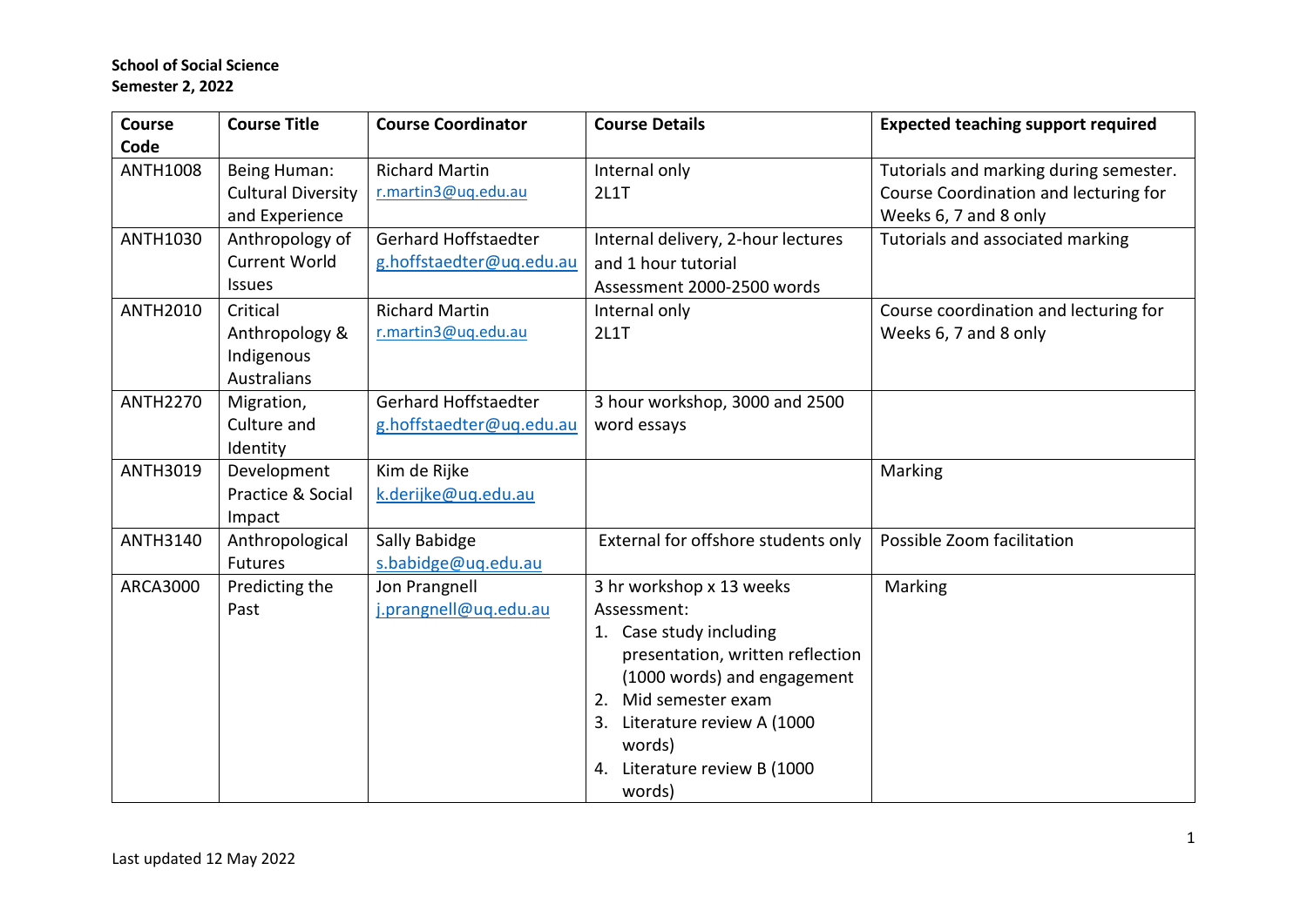**School of Social Science**
**Semester 2, 2022**

| Course Code | Course Title | Course Coordinator | Course Details | Expected teaching support required |
|---|---|---|---|---|
| ANTH1008 | Being Human: Cultural Diversity and Experience | Richard Martin<br>r.martin3@uq.edu.au | Internal only<br>2L1T | Tutorials and marking during semester.<br>Course Coordination and lecturing for Weeks 6, 7 and 8 only |
| ANTH1030 | Anthropology of Current World Issues | Gerhard Hoffstaedter<br>g.hoffstaedter@uq.edu.au | Internal delivery, 2-hour lectures and 1 hour tutorial<br>Assessment 2000-2500 words | Tutorials and associated marking |
| ANTH2010 | Critical Anthropology & Indigenous Australians | Richard Martin<br>r.martin3@uq.edu.au | Internal only<br>2L1T | Course coordination and lecturing for Weeks 6, 7 and 8 only |
| ANTH2270 | Migration, Culture and Identity | Gerhard Hoffstaedter<br>g.hoffstaedter@uq.edu.au | 3 hour workshop, 3000 and 2500 word essays | |
| ANTH3019 | Development Practice & Social Impact | Kim de Rijke<br>k.derijke@uq.edu.au | | Marking |
| ANTH3140 | Anthropological Futures | Sally Babidge<br>s.babidge@uq.edu.au | External for offshore students only | Possible Zoom facilitation |
| ARCA3000 | Predicting the Past | Jon Prangnell<br>j.prangnell@uq.edu.au | 3 hr workshop x 13 weeks<br>Assessment:<br>1. Case study including presentation, written reflection (1000 words) and engagement<br>2. Mid semester exam<br>3. Literature review A (1000 words)<br>4. Literature review B (1000 words) | Marking |

Last updated 12 May 2022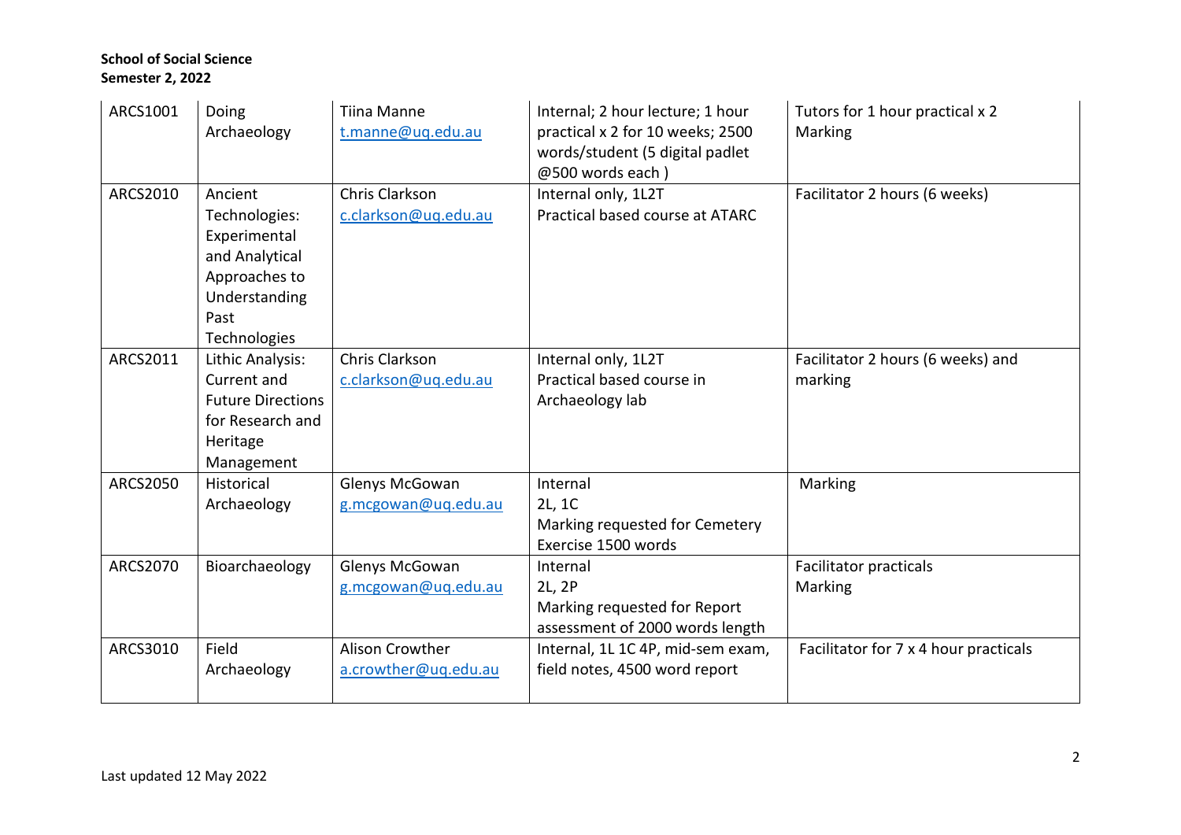**School of Social Science**
**Semester 2, 2022**

| | | | | |
|---|---|---|---|---|
| ARCS1001 | Doing Archaeology | Tiina Manne<br>t.manne@uq.edu.au | Internal; 2 hour lecture; 1 hour practical x 2 for 10 weeks; 2500 words/student (5 digital padlet @500 words each ) | Tutors for 1 hour practical x 2<br>Marking |
| ARCS2010 | Ancient Technologies: Experimental and Analytical Approaches to Understanding Past Technologies | Chris Clarkson<br>c.clarkson@uq.edu.au | Internal only, 1L2T<br>Practical based course at ATARC | Facilitator 2 hours (6 weeks) |
| ARCS2011 | Lithic Analysis: Current and Future Directions for Research and Heritage Management | Chris Clarkson<br>c.clarkson@uq.edu.au | Internal only, 1L2T<br>Practical based course in Archaeology lab | Facilitator 2 hours (6 weeks) and marking |
| ARCS2050 | Historical Archaeology | Glenys McGowan<br>g.mcgowan@uq.edu.au | Internal<br>2L, 1C<br>Marking requested for Cemetery Exercise 1500 words | Marking |
| ARCS2070 | Bioarchaeology | Glenys McGowan<br>g.mcgowan@uq.edu.au | Internal<br>2L, 2P<br>Marking requested for Report assessment of 2000 words length | Facilitator practicals<br>Marking |
| ARCS3010 | Field Archaeology | Alison Crowther<br>a.crowther@uq.edu.au | Internal, 1L 1C 4P, mid-sem exam, field notes, 4500 word report | Facilitator for 7 x 4 hour practicals |

Last updated 12 May 2022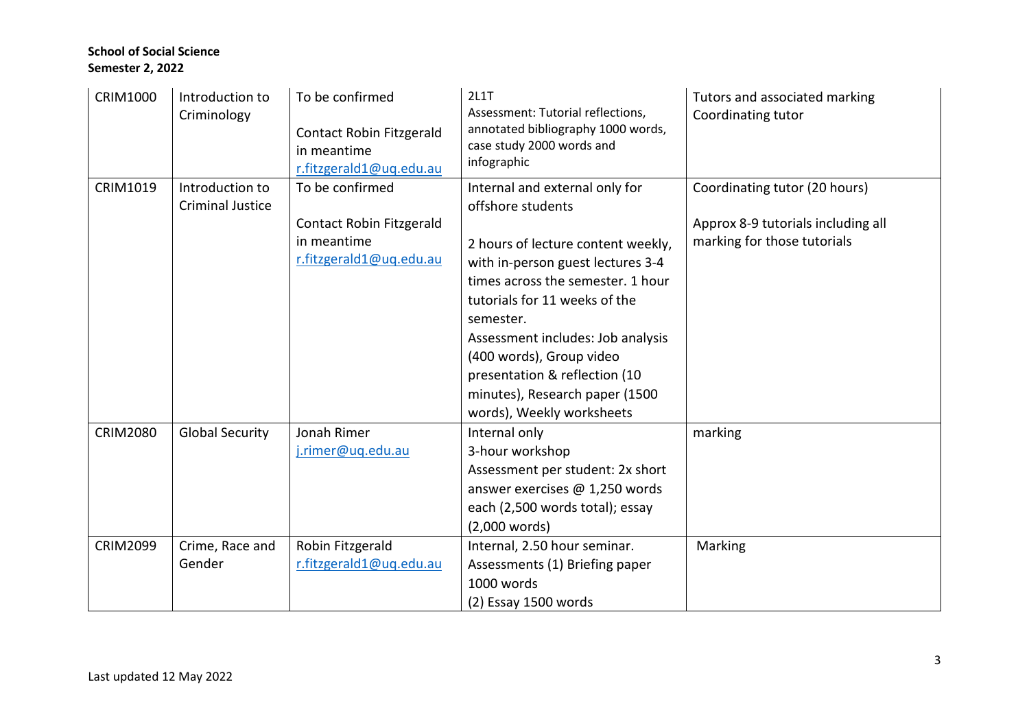**School of Social Science**
**Semester 2, 2022**

| | | | | |
|---|---|---|---|---|
| CRIM1000 | Introduction to Criminology | To be confirmed<br><br>Contact Robin Fitzgerald in meantime<br>r.fitzgerald1@uq.edu.au | 2L1T<br>Assessment: Tutorial reflections, annotated bibliography 1000 words, case study 2000 words and infographic | Tutors and associated marking<br>Coordinating tutor |
| CRIM1019 | Introduction to Criminal Justice | To be confirmed<br><br>Contact Robin Fitzgerald in meantime<br>r.fitzgerald1@uq.edu.au | Internal and external only for offshore students<br><br>2 hours of lecture content weekly, with in-person guest lectures 3-4 times across the semester. 1 hour tutorials for 11 weeks of the semester.<br>Assessment includes: Job analysis (400 words), Group video presentation & reflection (10 minutes), Research paper (1500 words), Weekly worksheets | Coordinating tutor (20 hours)<br><br>Approx 8-9 tutorials including all marking for those tutorials |
| CRIM2080 | Global Security | Jonah Rimer<br>j.rimer@uq.edu.au | Internal only<br>3-hour workshop<br>Assessment per student: 2x short answer exercises @ 1,250 words each (2,500 words total); essay (2,000 words) | marking |
| CRIM2099 | Crime, Race and Gender | Robin Fitzgerald<br>r.fitzgerald1@uq.edu.au | Internal, 2.50 hour seminar.<br>Assessments (1) Briefing paper 1000 words<br>(2) Essay 1500 words | Marking |

Last updated 12 May 2022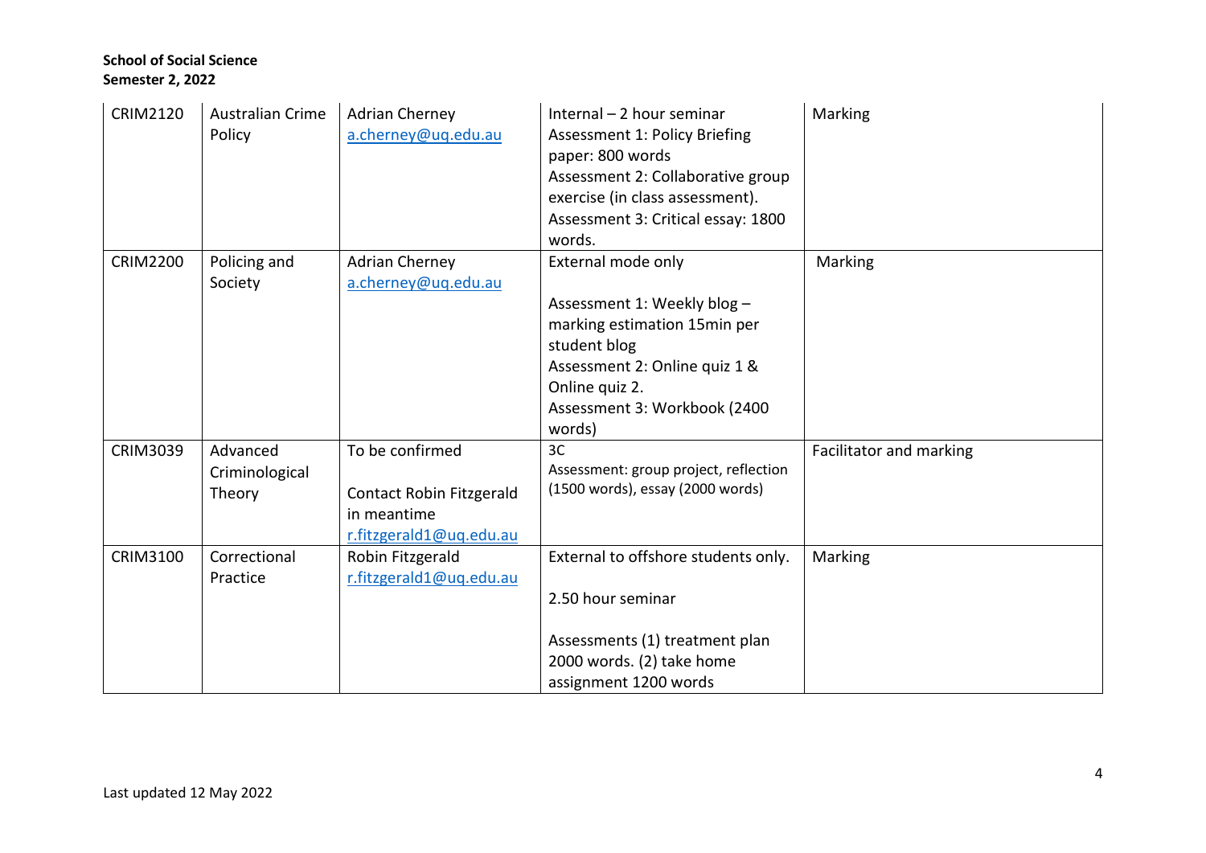| CRIM2120 | Australian Crime Policy | Adrian Cherney<br>a.cherney@uq.edu.au | Internal – 2 hour seminar<br>Assessment 1: Policy Briefing paper: 800 words<br>Assessment 2: Collaborative group exercise (in class assessment).<br>Assessment 3: Critical essay: 1800 words. | Marking |
|---|---|---|---|---|
| CRIM2200 | Policing and Society | Adrian Cherney<br>a.cherney@uq.edu.au | External mode only<br><br>Assessment 1: Weekly blog – marking estimation 15min per student blog<br>Assessment 2: Online quiz 1 & Online quiz 2.<br>Assessment 3: Workbook (2400 words) | Marking |
| CRIM3039 | Advanced Criminological Theory | To be confirmed<br><br>Contact Robin Fitzgerald in meantime<br>r.fitzgerald1@uq.edu.au | 3C<br>Assessment: group project, reflection (1500 words), essay (2000 words) | Facilitator and marking |
| CRIM3100 | Correctional Practice | Robin Fitzgerald<br>r.fitzgerald1@uq.edu.au | External to offshore students only.<br><br>2.50 hour seminar<br><br>Assessments (1) treatment plan 2000 words. (2) take home assignment 1200 words | Marking |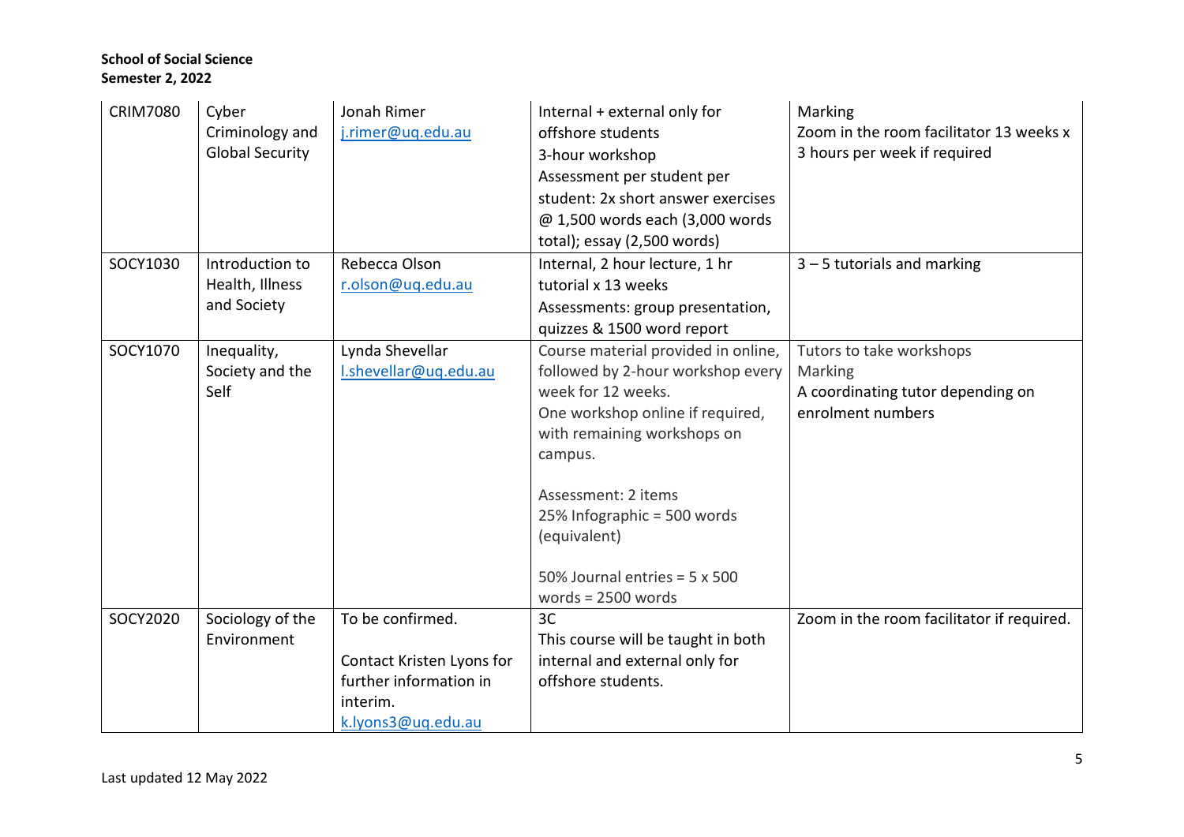**School of Social Science**
**Semester 2, 2022**

| | | | | |
|---|---|---|---|---|
| CRIM7080 | Cyber Criminology and Global Security | Jonah Rimer<br>j.rimer@uq.edu.au | Internal + external only for offshore students<br>3-hour workshop<br>Assessment per student per student: 2x short answer exercises @ 1,500 words each (3,000 words total); essay (2,500 words) | Marking<br>Zoom in the room facilitator 13 weeks x 3 hours per week if required |
| SOCY1030 | Introduction to Health, Illness and Society | Rebecca Olson<br>r.olson@uq.edu.au | Internal, 2 hour lecture, 1 hr tutorial x 13 weeks<br>Assessments: group presentation, quizzes & 1500 word report | 3 – 5 tutorials and marking |
| SOCY1070 | Inequality, Society and the Self | Lynda Shevellar<br>l.shevellar@uq.edu.au | Course material provided in online, followed by 2-hour workshop every week for 12 weeks.<br>One workshop online if required, with remaining workshops on campus.<br><br>Assessment: 2 items<br>25% Infographic = 500 words (equivalent)<br><br>50% Journal entries = 5 x 500 words = 2500 words | Tutors to take workshops<br>Marking<br>A coordinating tutor depending on enrolment numbers |
| SOCY2020 | Sociology of the Environment | To be confirmed.<br><br>Contact Kristen Lyons for further information in interim.<br>k.lyons3@uq.edu.au | 3C<br>This course will be taught in both internal and external only for offshore students. | Zoom in the room facilitator if required. |

Last updated 12 May 2022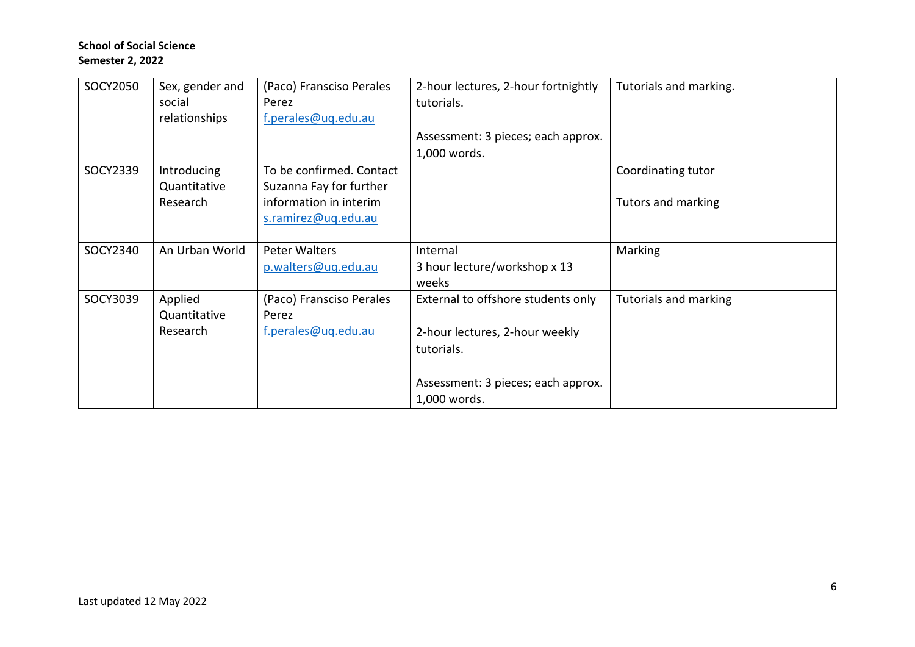**School of Social Science**
**Semester 2, 2022**

| | | | | |
|---|---|---|---|---|
| SOCY2050 | Sex, gender and social relationships | (Paco) Fransciso Perales Perez f.perales@uq.edu.au | 2-hour lectures, 2-hour fortnightly tutorials.<br><br>Assessment: 3 pieces; each approx. 1,000 words. | Tutorials and marking. |
| SOCY2339 | Introducing Quantitative Research | To be confirmed. Contact Suzanna Fay for further information in interim s.ramirez@uq.edu.au | | Coordinating tutor<br><br>Tutors and marking |
| SOCY2340 | An Urban World | Peter Walters p.walters@uq.edu.au | Internal<br>3 hour lecture/workshop x 13 weeks | Marking |
| SOCY3039 | Applied Quantitative Research | (Paco) Fransciso Perales Perez f.perales@uq.edu.au | External to offshore students only<br><br>2-hour lectures, 2-hour weekly tutorials.<br><br>Assessment: 3 pieces; each approx. 1,000 words. | Tutorials and marking |

Last updated 12 May 2022